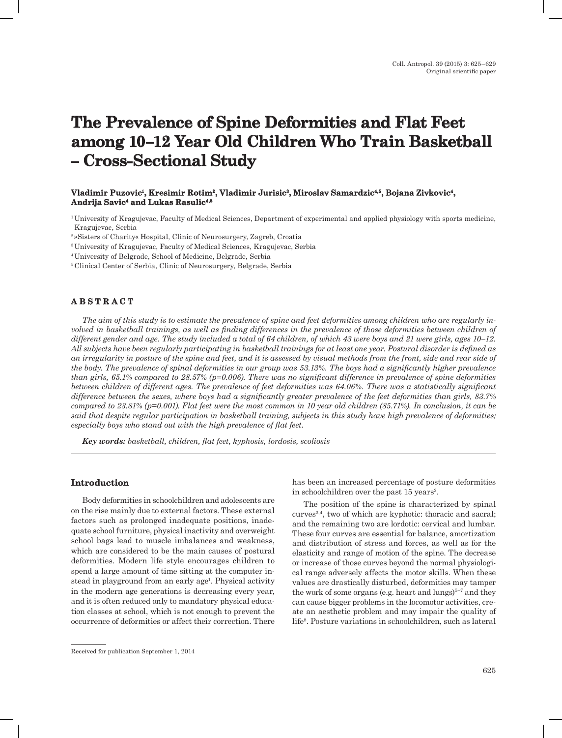Original scientific paper

# The Prevalence of Spine Deformities and Flat Feet among 10–12 Year Old Children Who Train Basketball – Cross-Sectional Study

**Vladimir Puzovic[1], Kresimir Rotim[2], Vladimir Jurisic[3], Miroslav Samardzic[4,5], Bojana Zivkovic[4], Andrija Savic[4] and Lukas Rasulic[4,5]**

[1] University of Kragujevac, Faculty of Medical Sciences, Department of experimental and applied physiology with sports medicine, Kragujevac, Serbia

[2] »Sisters of Charity« Hospital, Clinic of Neurosurgery, Zagreb, Croatia

[3] University of Kragujevac, Faculty of Medical Sciences, Kragujevac, Serbia

[4] University of Belgrade, School of Medicine, Belgrade, Serbia

[5] Clinical Center of Serbia, Clinic of Neurosurgery, Belgrade, Serbia

## ABSTRACT

*The aim of this study is to estimate the prevalence of spine and feet deformities among children who are regularly involved in basketball trainings, as well as finding differences in the prevalence of those deformities between children of different gender and age. The study included a total of 64 children, of which 43 were boys and 21 were girls, ages 10–12. All subjects have been regularly participating in basketball trainings for at least one year. Postural disorder is defined as an irregularity in posture of the spine and feet, and it is assessed by visual methods from the front, side and rear side of the body. The prevalence of spinal deformities in our group was 53.13%. The boys had a significantly higher prevalence than girls, 65.1% compared to 28.57% (p=0.006). There was no significant difference in prevalence of spine deformities between children of different ages. The prevalence of feet deformities was 64.06%. There was a statistically significant difference between the sexes, where boys had a significantly greater prevalence of the feet deformities than girls, 83.7% compared to 23.81% (p=0.001). Flat feet were the most common in 10 year old children (85.71%). In conclusion, it can be said that despite regular participation in basketball training, subjects in this study have high prevalence of deformities; especially boys who stand out with the high prevalence of flat feet.*

***Key words:*** *basketball, children, flat feet, kyphosis, lordosis, scoliosis*

## Introduction

Body deformities in schoolchildren and adolescents are on the rise mainly due to external factors. These external factors such as prolonged inadequate positions, inadequate school furniture, physical inactivity and overweight school bags lead to muscle imbalances and weakness, which are considered to be the main causes of postural deformities. Modern life style encourages children to spend a large amount of time sitting at the computer instead in playground from an early age[1]. Physical activity in the modern age generations is decreasing every year, and it is often reduced only to mandatory physical education classes at school, which is not enough to prevent the occurrence of deformities or affect their correction. There has been an increased percentage of posture deformities in schoolchildren over the past 15 years[2].

The position of the spine is characterized by spinal curves[3,4], two of which are kyphotic: thoracic and sacral; and the remaining two are lordotic: cervical and lumbar. These four curves are essential for balance, amortization and distribution of stress and forces, as well as for the elasticity and range of motion of the spine. The decrease or increase of those curves beyond the normal physiological range adversely affects the motor skills. When these values are drastically disturbed, deformities may tamper the work of some organs (e.g. heart and lungs)[5–7] and they can cause bigger problems in the locomotor activities, create an aesthetic problem and may impair the quality of life[8]. Posture variations in schoolchildren, such as lateral

Received for publication September 1, 2014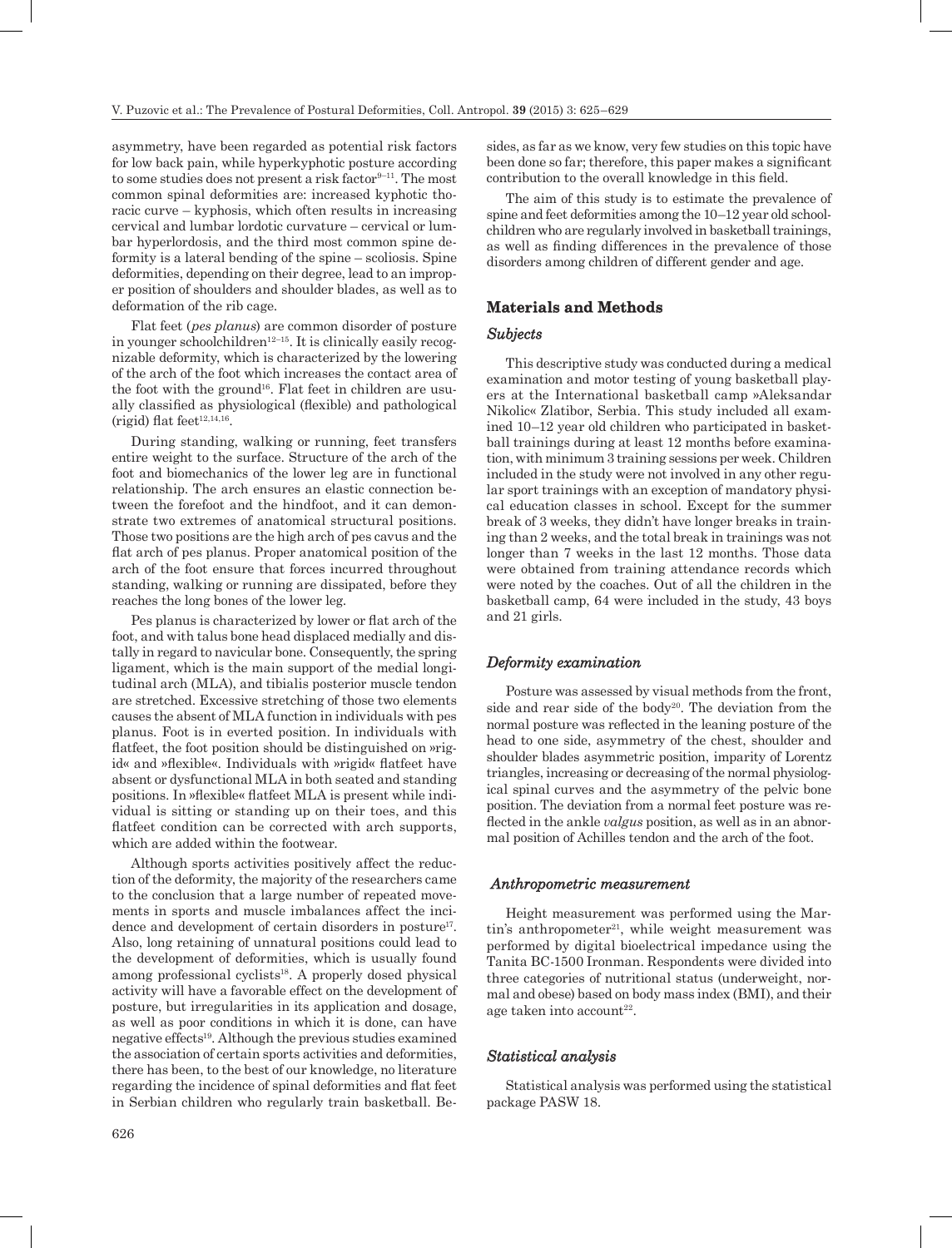asymmetry, have been regarded as potential risk factors for low back pain, while hyperkyphotic posture according to some studies does not present a risk factor[9–11]. The most common spinal deformities are: increased kyphotic thoracic curve – kyphosis, which often results in increasing cervical and lumbar lordotic curvature – cervical or lumbar hyperlordosis, and the third most common spine deformity is a lateral bending of the spine – scoliosis. Spine deformities, depending on their degree, lead to an improper position of shoulders and shoulder blades, as well as to deformation of the rib cage.

Flat feet (*pes planus*) are common disorder of posture in younger schoolchildren[12–15]. It is clinically easily recognizable deformity, which is characterized by the lowering of the arch of the foot which increases the contact area of the foot with the ground[16]. Flat feet in children are usually classified as physiological (flexible) and pathological (rigid) flat feet[12,14,16].

During standing, walking or running, feet transfers entire weight to the surface. Structure of the arch of the foot and biomechanics of the lower leg are in functional relationship. The arch ensures an elastic connection between the forefoot and the hindfoot, and it can demonstrate two extremes of anatomical structural positions. Those two positions are the high arch of pes cavus and the flat arch of pes planus. Proper anatomical position of the arch of the foot ensure that forces incurred throughout standing, walking or running are dissipated, before they reaches the long bones of the lower leg.

Pes planus is characterized by lower or flat arch of the foot, and with talus bone head displaced medially and distally in regard to navicular bone. Consequently, the spring ligament, which is the main support of the medial longitudinal arch (MLA), and tibialis posterior muscle tendon are stretched. Excessive stretching of those two elements causes the absent of MLA function in individuals with pes planus. Foot is in everted position. In individuals with flatfeet, the foot position should be distinguished on »rigid« and »flexible«. Individuals with »rigid« flatfeet have absent or dysfunctional MLA in both seated and standing positions. In »flexible« flatfeet MLA is present while individual is sitting or standing up on their toes, and this flatfeet condition can be corrected with arch supports, which are added within the footwear.

Although sports activities positively affect the reduction of the deformity, the majority of the researchers came to the conclusion that a large number of repeated movements in sports and muscle imbalances affect the incidence and development of certain disorders in posture[17]. Also, long retaining of unnatural positions could lead to the development of deformities, which is usually found among professional cyclists[18]. A properly dosed physical activity will have a favorable effect on the development of posture, but irregularities in its application and dosage, as well as poor conditions in which it is done, can have negative effects[19]. Although the previous studies examined the association of certain sports activities and deformities, there has been, to the best of our knowledge, no literature regarding the incidence of spinal deformities and flat feet in Serbian children who regularly train basketball. Besides, as far as we know, very few studies on this topic have been done so far; therefore, this paper makes a significant contribution to the overall knowledge in this field.

The aim of this study is to estimate the prevalence of spine and feet deformities among the 10–12 year old schoolchildren who are regularly involved in basketball trainings, as well as finding differences in the prevalence of those disorders among children of different gender and age.

## Materials and Methods

### Subjects

This descriptive study was conducted during a medical examination and motor testing of young basketball players at the International basketball camp »Aleksandar Nikolic« Zlatibor, Serbia. This study included all examined 10–12 year old children who participated in basketball trainings during at least 12 months before examination, with minimum 3 training sessions per week. Children included in the study were not involved in any other regular sport trainings with an exception of mandatory physical education classes in school. Except for the summer break of 3 weeks, they didn't have longer breaks in training than 2 weeks, and the total break in trainings was not longer than 7 weeks in the last 12 months. Those data were obtained from training attendance records which were noted by the coaches. Out of all the children in the basketball camp, 64 were included in the study, 43 boys and 21 girls.

### Deformity examination

Posture was assessed by visual methods from the front, side and rear side of the body[20]. The deviation from the normal posture was reflected in the leaning posture of the head to one side, asymmetry of the chest, shoulder and shoulder blades asymmetric position, imparity of Lorentz triangles, increasing or decreasing of the normal physiological spinal curves and the asymmetry of the pelvic bone position. The deviation from a normal feet posture was reflected in the ankle *valgus* position, as well as in an abnormal position of Achilles tendon and the arch of the foot.

### Anthropometric measurement

Height measurement was performed using the Martin's anthropometer[21], while weight measurement was performed by digital bioelectrical impedance using the Tanita BC-1500 Ironman. Respondents were divided into three categories of nutritional status (underweight, normal and obese) based on body mass index (BMI), and their age taken into account[22].

### Statistical analysis

Statistical analysis was performed using the statistical package PASW 18.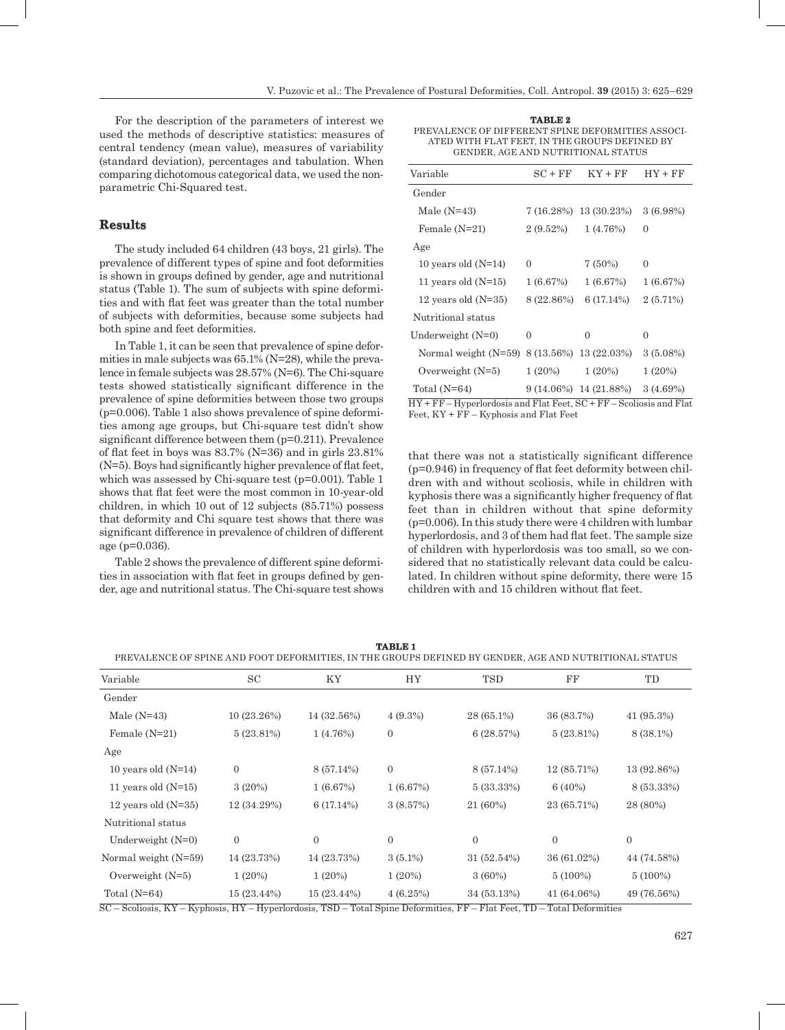For the description of the parameters of interest we used the methods of descriptive statistics: measures of central tendency (mean value), measures of variability (standard deviation), percentages and tabulation. When comparing dichotomous categorical data, we used the nonparametric Chi-Squared test.

## Results

The study included 64 children (43 boys, 21 girls). The prevalence of different types of spine and foot deformities is shown in groups defined by gender, age and nutritional status (Table 1). The sum of subjects with spine deformities and with flat feet was greater than the total number of subjects with deformities, because some subjects had both spine and feet deformities.

In Table 1, it can be seen that prevalence of spine deformities in male subjects was 65.1% (N=28), while the prevalence in female subjects was 28.57% (N=6). The Chi-square tests showed statistically significant difference in the prevalence of spine deformities between those two groups (p=0.006). Table 1 also shows prevalence of spine deformities among age groups, but Chi-square test didn't show significant difference between them (p=0.211). Prevalence of flat feet in boys was 83.7% (N=36) and in girls 23.81% (N=5). Boys had significantly higher prevalence of flat feet, which was assessed by Chi-square test (p=0.001). Table 1 shows that flat feet were the most common in 10-year-old children, in which 10 out of 12 subjects (85.71%) possess that deformity and Chi square test shows that there was significant difference in prevalence of children of different age (p=0.036).

Table 2 shows the prevalence of different spine deformities in association with flat feet in groups defined by gender, age and nutritional status. The Chi-square test shows that there was not a statistically significant difference (p=0.946) in frequency of flat feet deformity between children with and without scoliosis, while in children with kyphosis there was a significantly higher frequency of flat feet than in children without that spine deformity (p=0.006). In this study there were 4 children with lumbar hyperlordosis, and 3 of them had flat feet. The sample size of children with hyperlordosis was too small, so we considered that no statistically relevant data could be calculated. In children without spine deformity, there were 15 children with and 15 children without flat feet.

**TABLE 2**
PREVALENCE OF DIFFERENT SPINE DEFORMITIES ASSOCIATED WITH FLAT FEET, IN THE GROUPS DEFINED BY GENDER, AGE AND NUTRITIONAL STATUS

| Variable | SC + FF | KY + FF | HY + FF |
|---|---|---|---|
| Gender | | | |
| Male (N=43) | 7 (16.28%) | 13 (30.23%) | 3 (6.98%) |
| Female (N=21) | 2 (9.52%) | 1 (4.76%) | 0 |
| Age | | | |
| 10 years old (N=14) | 0 | 7 (50%) | 0 |
| 11 years old (N=15) | 1 (6.67%) | 1 (6.67%) | 1 (6.67%) |
| 12 years old (N=35) | 8 (22.86%) | 6 (17.14%) | 2 (5.71%) |
| Nutritional status | | | |
| Underweight (N=0) | 0 | 0 | 0 |
| Normal weight (N=59) | 8 (13.56%) | 13 (22.03%) | 3 (5.08%) |
| Overweight (N=5) | 1 (20%) | 1 (20%) | 1 (20%) |
| Total (N=64) | 9 (14.06%) | 14 (21.88%) | 3 (4.69%) |

HY + FF – Hyperlordosis and Flat Feet, SC + FF – Scoliosis and Flat Feet, KY + FF – Kyphosis and Flat Feet

**TABLE 1**
PREVALENCE OF SPINE AND FOOT DEFORMITIES, IN THE GROUPS DEFINED BY GENDER, AGE AND NUTRITIONAL STATUS

| Variable | SC | KY | HY | TSD | FF | TD |
|---|---|---|---|---|---|---|
| Gender | | | | | | |
| Male (N=43) | 10 (23.26%) | 14 (32.56%) | 4 (9.3%) | 28 (65.1%) | 36 (83.7%) | 41 (95.3%) |
| Female (N=21) | 5 (23.81%) | 1 (4.76%) | 0 | 6 (28.57%) | 5 (23.81%) | 8 (38.1%) |
| Age | | | | | | |
| 10 years old (N=14) | 0 | 8 (57.14%) | 0 | 8 (57.14%) | 12 (85.71%) | 13 (92.86%) |
| 11 years old (N=15) | 3 (20%) | 1 (6.67%) | 1 (6.67%) | 5 (33.33%) | 6 (40%) | 8 (53.33%) |
| 12 years old (N=35) | 12 (34.29%) | 6 (17.14%) | 3 (8.57%) | 21 (60%) | 23 (65.71%) | 28 (80%) |
| Nutritional status | | | | | | |
| Underweight (N=0) | 0 | 0 | 0 | 0 | 0 | 0 |
| Normal weight (N=59) | 14 (23.73%) | 14 (23.73%) | 3 (5.1%) | 31 (52.54%) | 36 (61.02%) | 44 (74.58%) |
| Overweight (N=5) | 1 (20%) | 1 (20%) | 1 (20%) | 3 (60%) | 5 (100%) | 5 (100%) |
| Total (N=64) | 15 (23.44%) | 15 (23.44%) | 4 (6.25%) | 34 (53.13%) | 41 (64.06%) | 49 (76.56%) |

SC – Scoliosis, KY – Kyphosis, HY – Hyperlordosis, TSD – Total Spine Deformities, FF – Flat Feet, TD – Total Deformities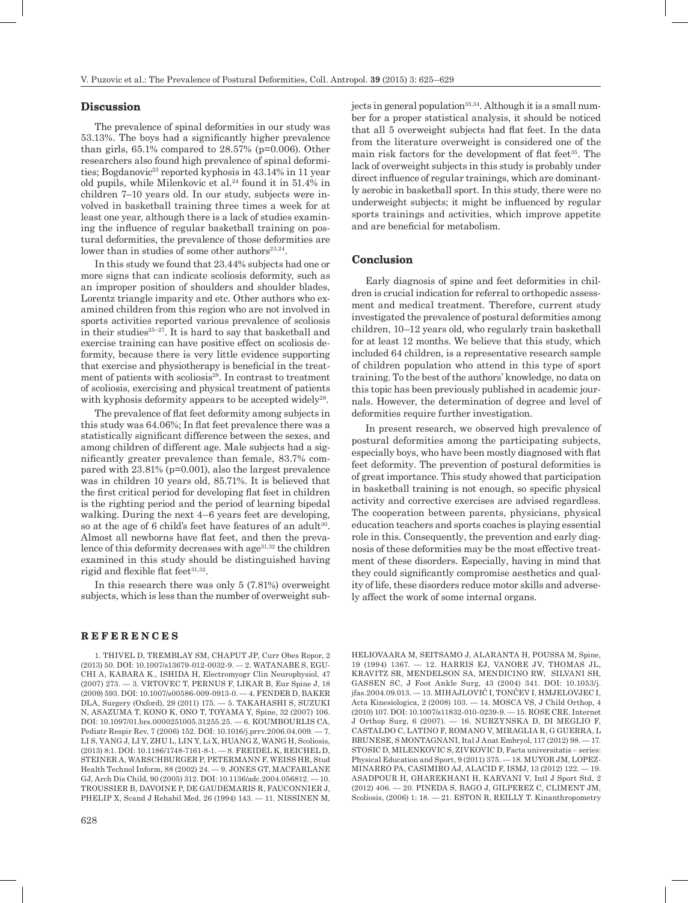## Discussion

The prevalence of spinal deformities in our study was 53.13%. The boys had a significantly higher prevalence than girls, 65.1% compared to 28.57% (p=0.006). Other researchers also found high prevalence of spinal deformities; Bogdanovic[23] reported kyphosis in 43.14% in 11 year old pupils, while Milenkovic et al.[24] found it in 51.4% in children 7–10 years old. In our study, subjects were involved in basketball training three times a week for at least one year, although there is a lack of studies examining the influence of regular basketball training on postural deformities, the prevalence of those deformities are lower than in studies of some other authors[23,24].

In this study we found that 23.44% subjects had one or more signs that can indicate scoliosis deformity, such as an improper position of shoulders and shoulder blades, Lorentz triangle imparity and etc. Other authors who examined children from this region who are not involved in sports activities reported various prevalence of scoliosis in their studies[25–27]. It is hard to say that basketball and exercise training can have positive effect on scoliosis deformity, because there is very little evidence supporting that exercise and physiotherapy is beneficial in the treatment of patients with scoliosis[28]. In contrast to treatment of scoliosis, exercising and physical treatment of patients with kyphosis deformity appears to be accepted widely[29].

The prevalence of flat feet deformity among subjects in this study was 64.06%; In flat feet prevalence there was a statistically significant difference between the sexes, and among children of different age. Male subjects had a significantly greater prevalence than female, 83.7% compared with 23.81% (p=0.001), also the largest prevalence was in children 10 years old, 85.71%. It is believed that the first critical period for developing flat feet in children is the righting period and the period of learning bipedal walking. During the next 4–6 years feet are developing, so at the age of 6 child's feet have features of an adult[30]. Almost all newborns have flat feet, and then the prevalence of this deformity decreases with age[31,32] the children examined in this study should be distinguished having rigid and flexible flat feet[31,32].

In this research there was only 5 (7.81%) overweight subjects, which is less than the number of overweight subjects in general population[33,34]. Although it is a small number for a proper statistical analysis, it should be noticed that all 5 overweight subjects had flat feet. In the data from the literature overweight is considered one of the main risk factors for the development of flat feet[35]. The lack of overweight subjects in this study is probably under direct influence of regular trainings, which are dominantly aerobic in basketball sport. In this study, there were no underweight subjects; it might be influenced by regular sports trainings and activities, which improve appetite and are beneficial for metabolism.

## Conclusion

Early diagnosis of spine and feet deformities in children is crucial indication for referral to orthopedic assessment and medical treatment. Therefore, current study investigated the prevalence of postural deformities among children, 10–12 years old, who regularly train basketball for at least 12 months. We believe that this study, which included 64 children, is a representative research sample of children population who attend in this type of sport training. To the best of the authors' knowledge, no data on this topic has been previously published in academic journals. However, the determination of degree and level of deformities require further investigation.

In present research, we observed high prevalence of postural deformities among the participating subjects, especially boys, who have been mostly diagnosed with flat feet deformity. The prevention of postural deformities is of great importance. This study showed that participation in basketball training is not enough, so specific physical activity and corrective exercises are advised regardless. The cooperation between parents, physicians, physical education teachers and sports coaches is playing essential role in this. Consequently, the prevention and early diagnosis of these deformities may be the most effective treatment of these disorders. Especially, having in mind that they could significantly compromise aesthetics and quality of life, these disorders reduce motor skills and adversely affect the work of some internal organs.

## REFERENCES

1. THIVEL D, TREMBLAY SM, CHAPUT JP, Curr Obes Repor, 2 (2013) 50. DOI: 10.1007/s13679-012-0032-9. — 2. WATANABE S, EGUCHI A, KABARA K., ISHIDA H, Electromyogr Clin Neurophysiol, 47 (2007) 273. — 3. VRTOVEC T, PERNUS F, LIKAR B, Eur Spine J, 18 (2009) 593. DOI: 10.1007/s00586-009-0913-0. — 4. FENDER D, BAKER DLA, Surgery (Oxford), 29 (2011) 175. — 5. TAKAHASHI S, SUZUKI N, ASAZUMA T, KONO K, ONO T, TOYAMA Y, Spine, 32 (2007) 106. DOI: 10.1097/01.brs.0000251005.31255.25. — 6. KOUMBOURLIS CA, Pediatr Respir Rev, 7 (2006) 152. DOI: 10.1016/j.prrv.2006.04.009. — 7. LI S, YANG J, LI Y, ZHU L, LIN Y, Li X, HUANG Z, WANG H, Scoliosis, (2013) 8:1. DOI: 10.1186/1748-7161-8-1. — 8. FREIDEL K, REICHEL D, STEINER A, WARSCHBURGER P, PETERMANN F, WEISS HR, Stud Health Technol Inform, 88 (2002) 24. — 9. JONES GT, MACFARLANE GJ, Arch Dis Child, 90 (2005) 312. DOI: 10.1136/adc.2004.056812. — 10. TROUSSIER B, DAVOINE P, DE GAUDEMARIS R, FAUCONNIER J, PHELIP X, Scand J Rehabil Med, 26 (1994) 143. — 11. NISSINEN M, HELIOVAARA M, SEITSAMO J, ALARANTA H, POUSSA M, Spine, 19 (1994) 1367. — 12. HARRIS EJ, VANORE JV, THOMAS JL, KRAVITZ SR, MENDELSON SA, MENDICINO RW, SILVANI SH, GASSEN SC, J Foot Ankle Surg, 43 (2004) 341. DOI: 10.1053/j.jfas.2004.09.013. — 13. MIHAJLOVIĆ I, TONČEV I, HMJELOVJEC I, Acta Kinesiologica, 2 (2008) 103. — 14. MOSCA VS, J Child Orthop, 4 (2010) 107. DOI: 10.1007/s11832-010-0239-9. — 15. ROSE CRE. Internet J Orthop Surg, 6 (2007). — 16. NURZYNSKA D, DI MEGLIO F, CASTALDO C, LATINO F, ROMANO V, MIRAGLIA R, G GUERRA, L BRUNESE, S MONTAGNANI, Ital J Anat Embryol, 117 (2012) 98. — 17. STOSIC D, MILENKOVIC S, ZIVKOVIC D, Facta universitatis – series: Physical Education and Sport, 9 (2011) 375. — 18. MUYOR JM, LOPEZ-MINARRO PA, CASIMIRO AJ, ALACID F, ISMJ, 13 (2012) 122. — 19. ASADPOUR H, GHAREKHANI H, KARVANI V, Intl J Sport Std, 2 (2012) 406. — 20. PINEDA S, BAGO J, GILPEREZ C, CLIMENT JM, Scoliosis, (2006) 1: 18. — 21. ESTON R, REILLY T. Kinanthropometry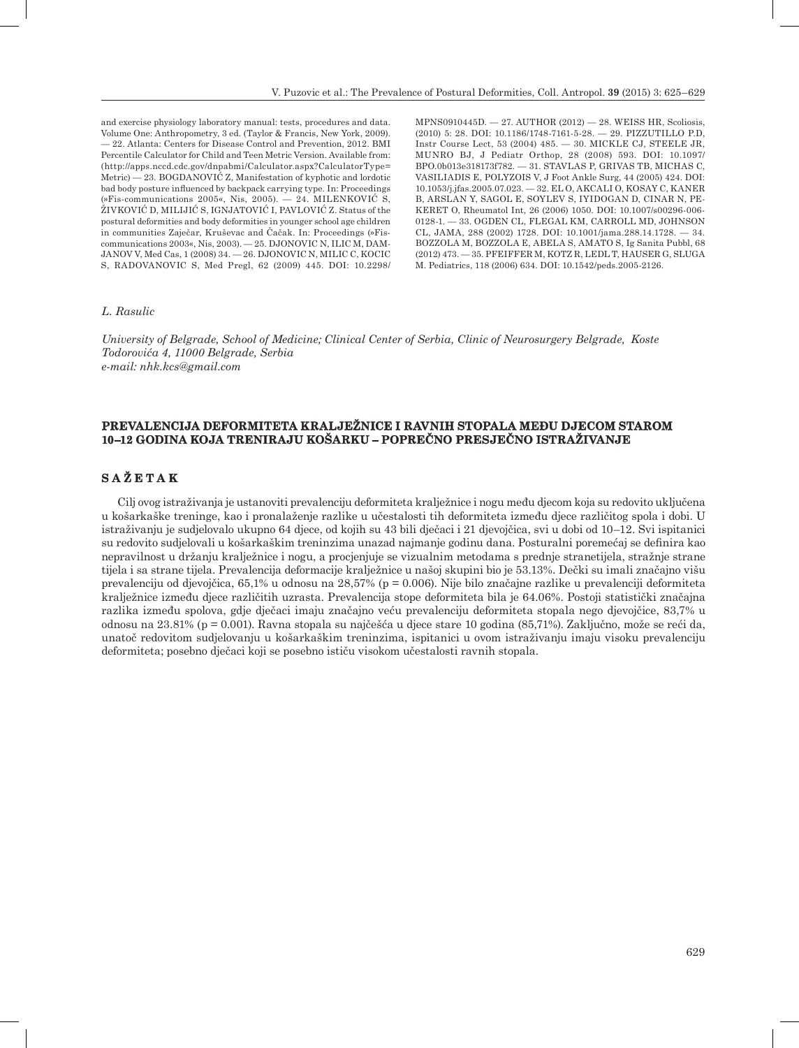and exercise physiology laboratory manual: tests, procedures and data. Volume One: Anthropometry, 3 ed. (Taylor & Francis, New York, 2009). — 22. Atlanta: Centers for Disease Control and Prevention, 2012. BMI Percentile Calculator for Child and Teen Metric Version. Available from: (http://apps.nccd.cdc.gov/dnpabmi/Calculator.aspx?CalculatorType=Metric) — 23. BOGDANOVIĆ Z, Manifestation of kyphotic and lordotic bad body posture influenced by backpack carrying type. In: Proceedings (»Fis-communications 2005«, Nis, 2005). — 24. MILENKOVIĆ S, ŽIVKOVIĆ D, MILIJIĆ S, IGNJATOVIĆ I, PAVLOVIĆ Z. Status of the postural deformities and body deformities in younger school age children in communities Zaječar, Kruševac and Čačak. In: Proceedings (»Fis-communications 2003«, Nis, 2003). — 25. DJONOVIC N, ILIC M, DAMJANOV V, Med Cas, 1 (2008) 34. — 26. DJONOVIC N, MILIC C, KOCIC S, RADOVANOVIC S, Med Pregl, 62 (2009) 445. DOI: 10.2298/MPNS0910445D. — 27. AUTHOR (2012) — 28. WEISS HR, Scoliosis, (2010) 5: 28. DOI: 10.1186/1748-7161-5-28. — 29. PIZZUTILLO P.D, Instr Course Lect, 53 (2004) 485. — 30. MICKLE CJ, STEELE JR, MUNRO BJ, J Pediatr Orthop, 28 (2008) 593. DOI: 10.1097/BPO.0b013e318173f782. — 31. STAVLAS P, GRIVAS TB, MICHAS C, VASILIADIS E, POLYZOIS V, J Foot Ankle Surg, 44 (2005) 424. DOI: 10.1053/j.jfas.2005.07.023. — 32. EL O, AKCALI O, KOSAY C, KANER B, ARSLAN Y, SAGOL E, SOYLEV S, IYIDOGAN D, CINAR N, PEKERET O, Rheumatol Int, 26 (2006) 1050. DOI: 10.1007/s00296-006-0128-1. — 33. OGDEN CL, FLEGAL KM, CARROLL MD, JOHNSON CL, JAMA, 288 (2002) 1728. DOI: 10.1001/jama.288.14.1728. — 34. BOZZOLA M, BOZZOLA E, ABELA S, AMATO S, Ig Sanita Pubbl, 68 (2012) 473. — 35. PFEIFFER M, KOTZ R, LEDL T, HAUSER G, SLUGA M. Pediatrics, 118 (2006) 634. DOI: 10.1542/peds.2005-2126.

*L. Rasulic*

*University of Belgrade, School of Medicine; Clinical Center of Serbia, Clinic of Neurosurgery Belgrade, Koste Todorovića 4, 11000 Belgrade, Serbia*
*e-mail: nhk.kcs@gmail.com*

## PREVALENCIJA DEFORMITETA KRALJEŽNICE I RAVNIH STOPALA MEĐU DJECOM STAROM 10–12 GODINA KOJA TRENIRAJU KOŠARKU – POPREČNO PRESJEČNO ISTRAŽIVANJE

## SAŽETAK

Cilj ovog istraživanja je ustanoviti prevalenciju deformiteta kralježnice i nogu među djecom koja su redovito uključena u košarkaške treninge, kao i pronalaženje razlike u učestalosti tih deformiteta između djece različitog spola i dobi. U istraživanju je sudjelovalo ukupno 64 djece, od kojih su 43 bili dječaci i 21 djevojčica, svi u dobi od 10–12. Svi ispitanici su redovito sudjelovali u košarkaškim treninzima unazad najmanje godinu dana. Posturalni poremećaj se definira kao nepravilnost u držanju kralježnice i nogu, a procjenjuje se vizualnim metodama s prednje stranetijela, stražnje strane tijela i sa strane tijela. Prevalencija deformacije kralježnice u našoj skupini bio je 53.13%. Dečki su imali značajno višu prevalenciju od djevojčica, 65,1% u odnosu na 28,57% ($p = 0.006$). Nije bilo značajne razlike u prevalenciji deformiteta kralježnice između djece različitih uzrasta. Prevalencija stope deformiteta bila je 64.06%. Postoji statistički značajna razlika između spolova, gdje dječaci imaju značajno veću prevalenciju deformiteta stopala nego djevojčice, 83,7% u odnosu na 23.81% ($p = 0.001$). Ravna stopala su najčešća u djece stare 10 godina (85,71%). Zaključno, može se reći da, unatoč redovitom sudjelovanju u košarkaškim treninzima, ispitanici u ovom istraživanju imaju visoku prevalenciju deformiteta; posebno dječaci koji se posebno ističu visokom učestalosti ravnih stopala.